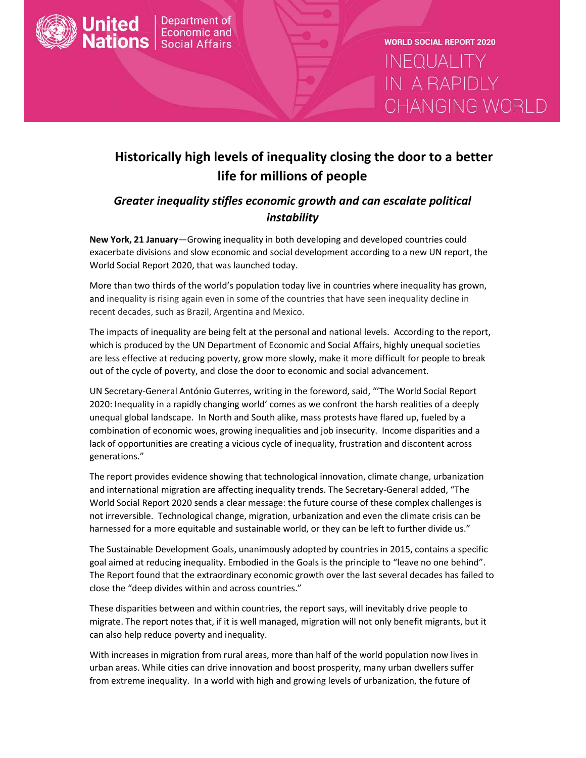United Nations | Department of Economic and Social Affairs

WORLD SOCIAL REPORT 2020
INEQUALITY IN A RAPIDLY CHANGING WORLD

# Historically high levels of inequality closing the door to a better life for millions of people

## *Greater inequality stifles economic growth and can escalate political instability*

**New York, 21 January**—Growing inequality in both developing and developed countries could exacerbate divisions and slow economic and social development according to a new UN report, the World Social Report 2020, that was launched today.

More than two thirds of the world's population today live in countries where inequality has grown, and inequality is rising again even in some of the countries that have seen inequality decline in recent decades, such as Brazil, Argentina and Mexico.

The impacts of inequality are being felt at the personal and national levels. According to the report, which is produced by the UN Department of Economic and Social Affairs, highly unequal societies are less effective at reducing poverty, grow more slowly, make it more difficult for people to break out of the cycle of poverty, and close the door to economic and social advancement.

UN Secretary-General António Guterres, writing in the foreword, said, "'The World Social Report 2020: Inequality in a rapidly changing world' comes as we confront the harsh realities of a deeply unequal global landscape. In North and South alike, mass protests have flared up, fueled by a combination of economic woes, growing inequalities and job insecurity. Income disparities and a lack of opportunities are creating a vicious cycle of inequality, frustration and discontent across generations."

The report provides evidence showing that technological innovation, climate change, urbanization and international migration are affecting inequality trends. The Secretary-General added, "The World Social Report 2020 sends a clear message: the future course of these complex challenges is not irreversible. Technological change, migration, urbanization and even the climate crisis can be harnessed for a more equitable and sustainable world, or they can be left to further divide us."

The Sustainable Development Goals, unanimously adopted by countries in 2015, contains a specific goal aimed at reducing inequality. Embodied in the Goals is the principle to "leave no one behind". The Report found that the extraordinary economic growth over the last several decades has failed to close the "deep divides within and across countries."

These disparities between and within countries, the report says, will inevitably drive people to migrate. The report notes that, if it is well managed, migration will not only benefit migrants, but it can also help reduce poverty and inequality.

With increases in migration from rural areas, more than half of the world population now lives in urban areas. While cities can drive innovation and boost prosperity, many urban dwellers suffer from extreme inequality. In a world with high and growing levels of urbanization, the future of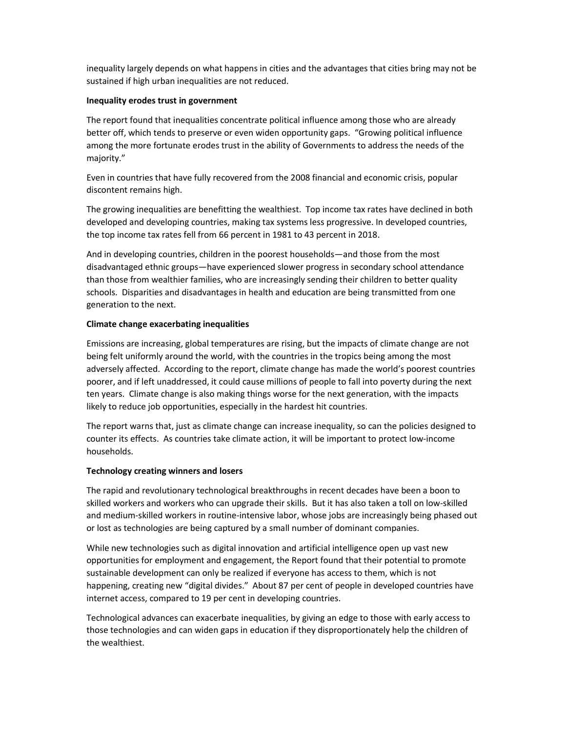inequality largely depends on what happens in cities and the advantages that cities bring may not be sustained if high urban inequalities are not reduced.

**Inequality erodes trust in government**

The report found that inequalities concentrate political influence among those who are already better off, which tends to preserve or even widen opportunity gaps. "Growing political influence among the more fortunate erodes trust in the ability of Governments to address the needs of the majority."

Even in countries that have fully recovered from the 2008 financial and economic crisis, popular discontent remains high.

The growing inequalities are benefitting the wealthiest. Top income tax rates have declined in both developed and developing countries, making tax systems less progressive. In developed countries, the top income tax rates fell from 66 percent in 1981 to 43 percent in 2018.

And in developing countries, children in the poorest households—and those from the most disadvantaged ethnic groups—have experienced slower progress in secondary school attendance than those from wealthier families, who are increasingly sending their children to better quality schools. Disparities and disadvantages in health and education are being transmitted from one generation to the next.

**Climate change exacerbating inequalities**

Emissions are increasing, global temperatures are rising, but the impacts of climate change are not being felt uniformly around the world, with the countries in the tropics being among the most adversely affected. According to the report, climate change has made the world's poorest countries poorer, and if left unaddressed, it could cause millions of people to fall into poverty during the next ten years. Climate change is also making things worse for the next generation, with the impacts likely to reduce job opportunities, especially in the hardest hit countries.

The report warns that, just as climate change can increase inequality, so can the policies designed to counter its effects. As countries take climate action, it will be important to protect low-income households.

**Technology creating winners and losers**

The rapid and revolutionary technological breakthroughs in recent decades have been a boon to skilled workers and workers who can upgrade their skills. But it has also taken a toll on low-skilled and medium-skilled workers in routine-intensive labor, whose jobs are increasingly being phased out or lost as technologies are being captured by a small number of dominant companies.

While new technologies such as digital innovation and artificial intelligence open up vast new opportunities for employment and engagement, the Report found that their potential to promote sustainable development can only be realized if everyone has access to them, which is not happening, creating new "digital divides." About 87 per cent of people in developed countries have internet access, compared to 19 per cent in developing countries.

Technological advances can exacerbate inequalities, by giving an edge to those with early access to those technologies and can widen gaps in education if they disproportionately help the children of the wealthiest.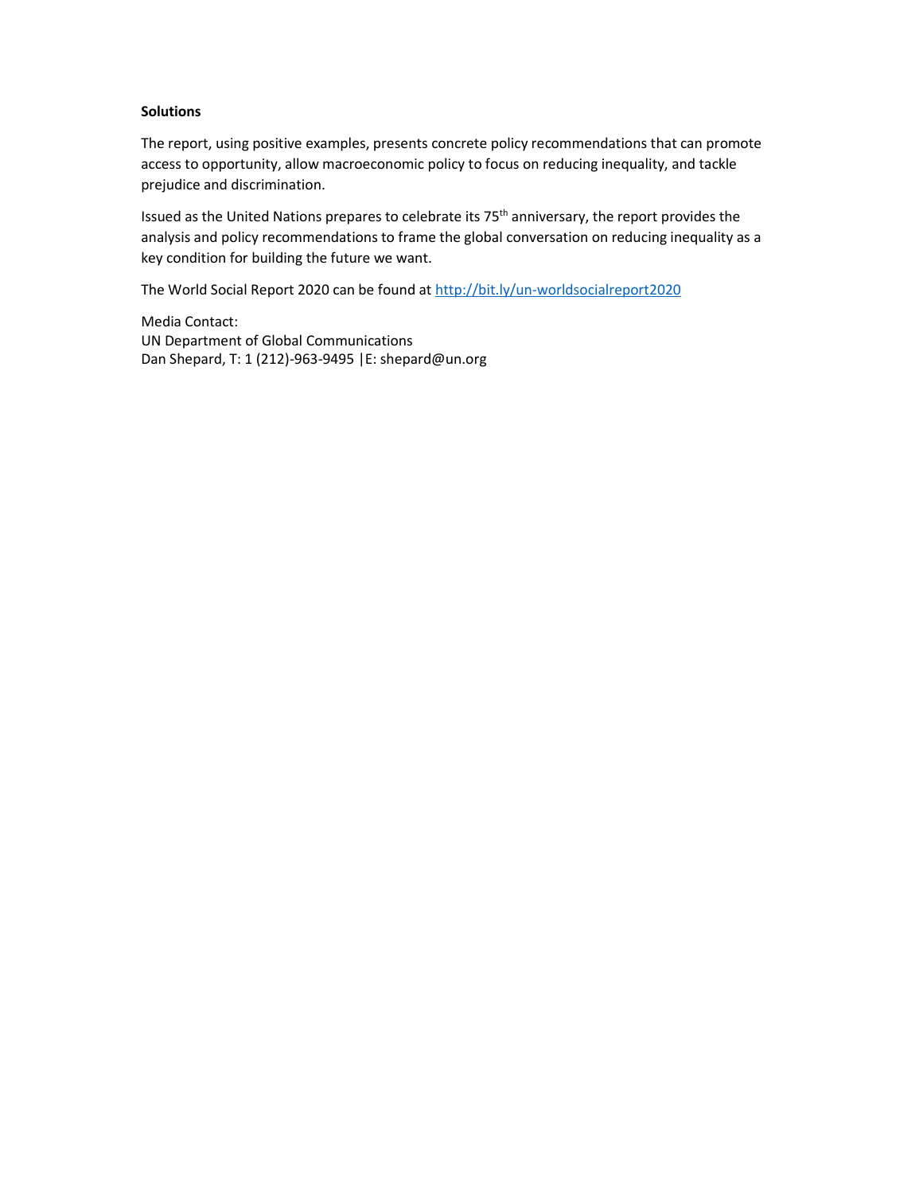**Solutions**

The report, using positive examples, presents concrete policy recommendations that can promote access to opportunity, allow macroeconomic policy to focus on reducing inequality, and tackle prejudice and discrimination.

Issued as the United Nations prepares to celebrate its 75th anniversary, the report provides the analysis and policy recommendations to frame the global conversation on reducing inequality as a key condition for building the future we want.

The World Social Report 2020 can be found at http://bit.ly/un-worldsocialreport2020

Media Contact:
UN Department of Global Communications
Dan Shepard, T: 1 (212)-963-9495 |E: shepard@un.org